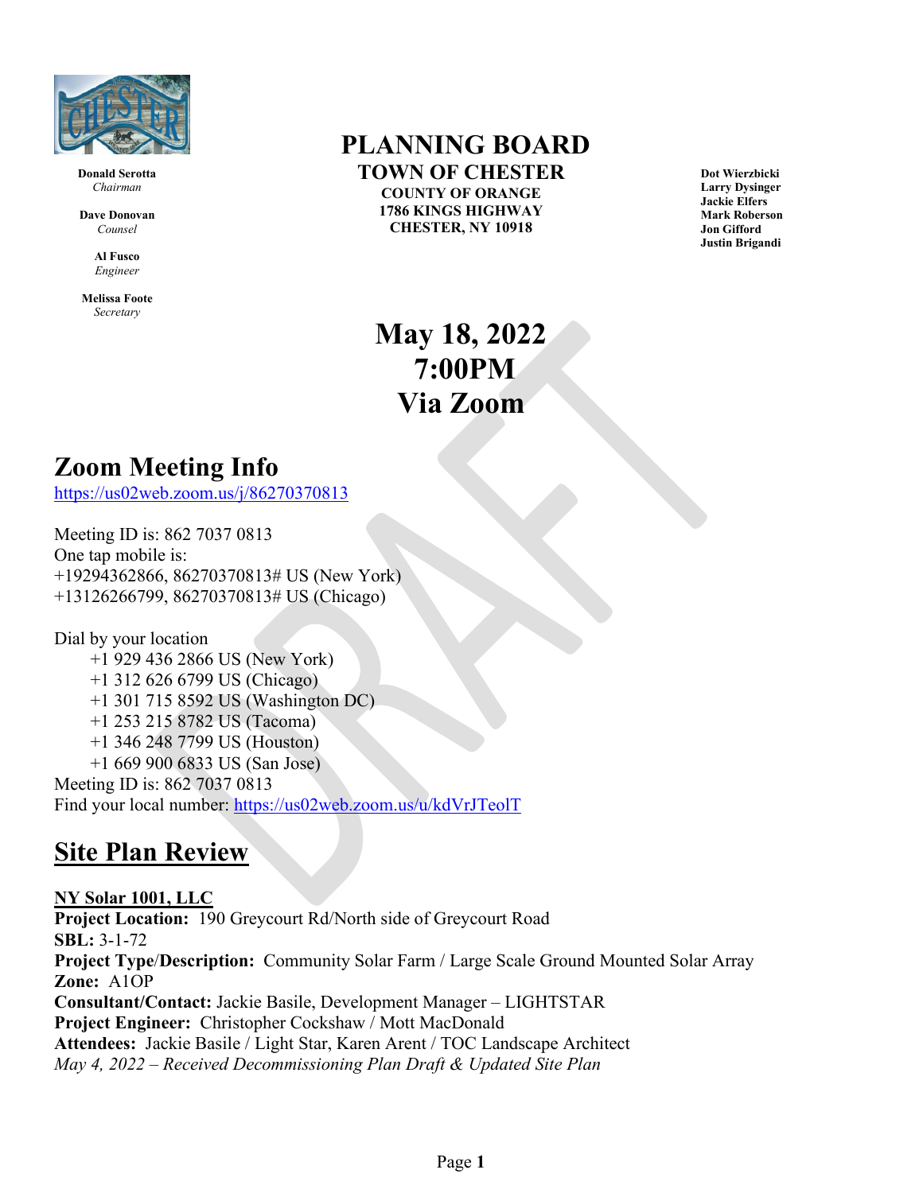**Donald Serotta**
*Chairman*

**Dave Donovan**
*Counsel*

**Al Fusco**
*Engineer*

**Melissa Foote**
*Secretary*

# PLANNING BOARD

## TOWN OF CHESTER

**COUNTY OF ORANGE**
**1786 KINGS HIGHWAY**
**CHESTER, NY 10918**

**Dot Wierzbicki**
**Larry Dysinger**
**Jackie Elfers**
**Mark Roberson**
**Jon Gifford**
**Justin Brigandi**

# May 18, 2022
# 7:00PM
# Via Zoom

# Zoom Meeting Info

https://us02web.zoom.us/j/86270370813

Meeting ID is: 862 7037 0813
One tap mobile is:
+19294362866, 86270370813# US (New York)
+13126266799, 86270370813# US (Chicago)

Dial by your location
    +1 929 436 2866 US (New York)
    +1 312 626 6799 US (Chicago)
    +1 301 715 8592 US (Washington DC)
    +1 253 215 8782 US (Tacoma)
    +1 346 248 7799 US (Houston)
    +1 669 900 6833 US (San Jose)
Meeting ID is: 862 7037 0813
Find your local number: https://us02web.zoom.us/u/kdVrJTeolT

## Site Plan Review

**NY Solar 1001, LLC**
**Project Location:** 190 Greycourt Rd/North side of Greycourt Road
**SBL:** 3-1-72
**Project Type/Description:** Community Solar Farm / Large Scale Ground Mounted Solar Array
**Zone:** A1OP
**Consultant/Contact:** Jackie Basile, Development Manager – LIGHTSTAR
**Project Engineer:** Christopher Cockshaw / Mott MacDonald
**Attendees:** Jackie Basile / Light Star, Karen Arent / TOC Landscape Architect
*May 4, 2022 – Received Decommissioning Plan Draft & Updated Site Plan*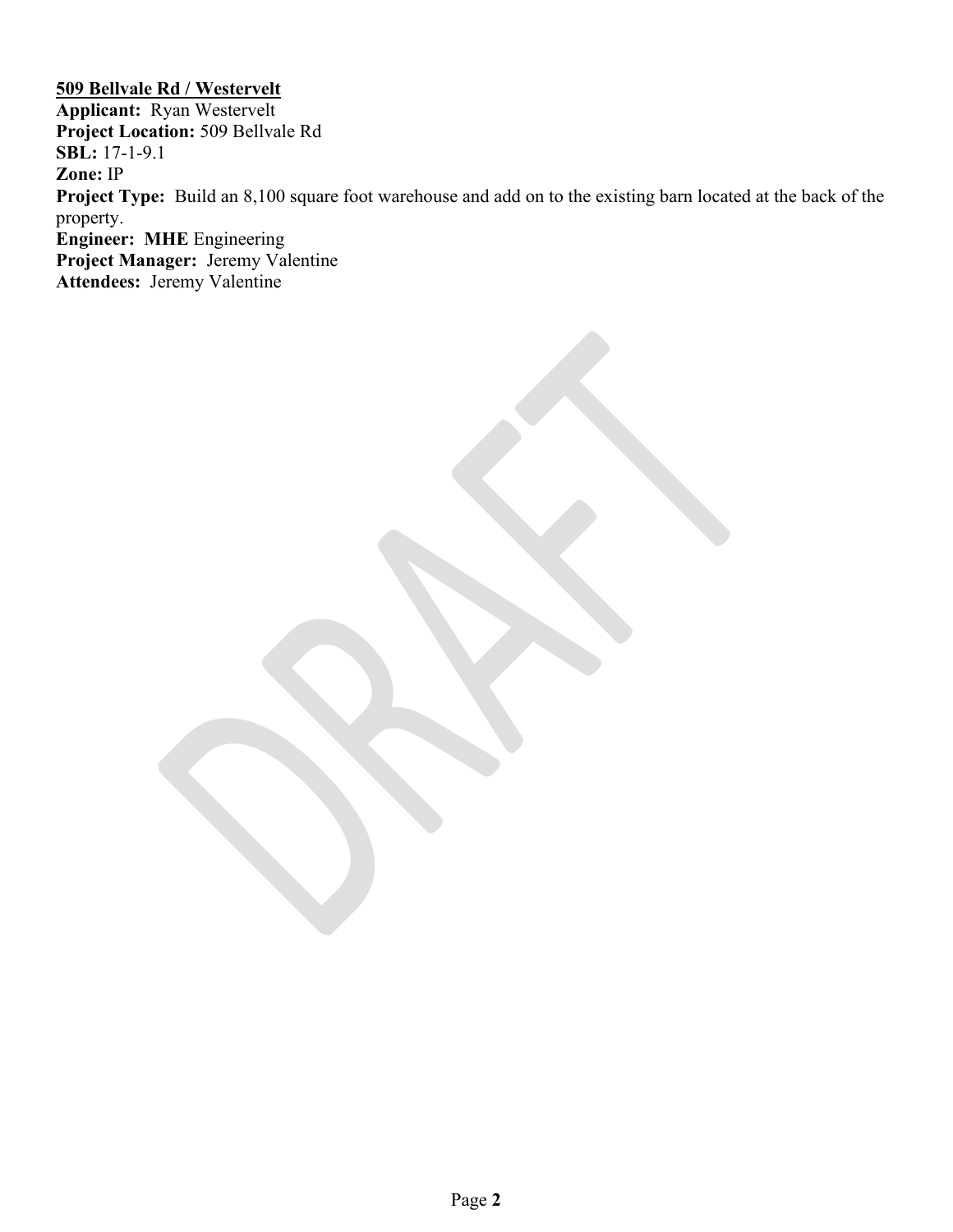**<u>509 Bellvale Rd / Westervelt</u>**

**Applicant:** Ryan Westervelt
**Project Location:** 509 Bellvale Rd
**SBL:** 17-1-9.1
**Zone:** IP
**Project Type:** Build an 8,100 square foot warehouse and add on to the existing barn located at the back of the property.
**Engineer:** **MHE** Engineering
**Project Manager:** Jeremy Valentine
**Attendees:** Jeremy Valentine